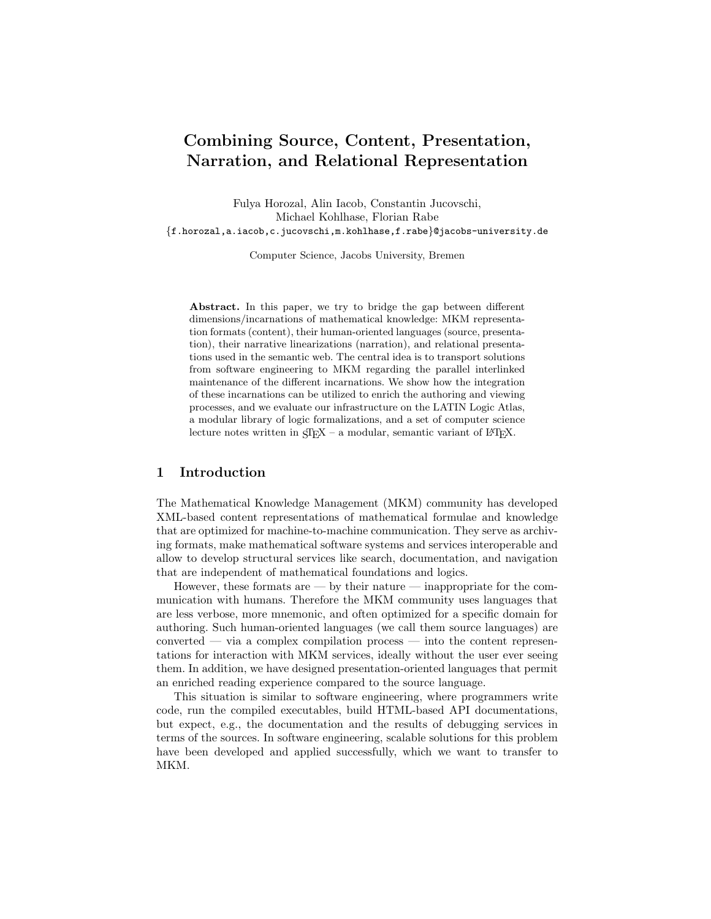# Combining Source, Content, Presentation, Narration, and Relational Representation

Fulya Horozal, Alin Iacob, Constantin Jucovschi,
Michael Kohlhase, Florian Rabe
{f.horozal,a.iacob,c.jucovschi,m.kohlhase,f.rabe}@jacobs-university.de

Computer Science, Jacobs University, Bremen

**Abstract.** In this paper, we try to bridge the gap between different dimensions/incarnations of mathematical knowledge: MKM representation formats (content), their human-oriented languages (source, presentation), their narrative linearizations (narration), and relational presentations used in the semantic web. The central idea is to transport solutions from software engineering to MKM regarding the parallel interlinked maintenance of the different incarnations. We show how the integration of these incarnations can be utilized to enrich the authoring and viewing processes, and we evaluate our infrastructure on the LATIN Logic Atlas, a modular library of logic formalizations, and a set of computer science lecture notes written in sTeX – a modular, semantic variant of LaTeX.

## 1 Introduction

The Mathematical Knowledge Management (MKM) community has developed XML-based content representations of mathematical formulae and knowledge that are optimized for machine-to-machine communication. They serve as archiving formats, make mathematical software systems and services interoperable and allow to develop structural services like search, documentation, and navigation that are independent of mathematical foundations and logics.

However, these formats are — by their nature — inappropriate for the communication with humans. Therefore the MKM community uses languages that are less verbose, more mnemonic, and often optimized for a specific domain for authoring. Such human-oriented languages (we call them source languages) are converted — via a complex compilation process — into the content representations for interaction with MKM services, ideally without the user ever seeing them. In addition, we have designed presentation-oriented languages that permit an enriched reading experience compared to the source language.

This situation is similar to software engineering, where programmers write code, run the compiled executables, build HTML-based API documentations, but expect, e.g., the documentation and the results of debugging services in terms of the sources. In software engineering, scalable solutions for this problem have been developed and applied successfully, which we want to transfer to MKM.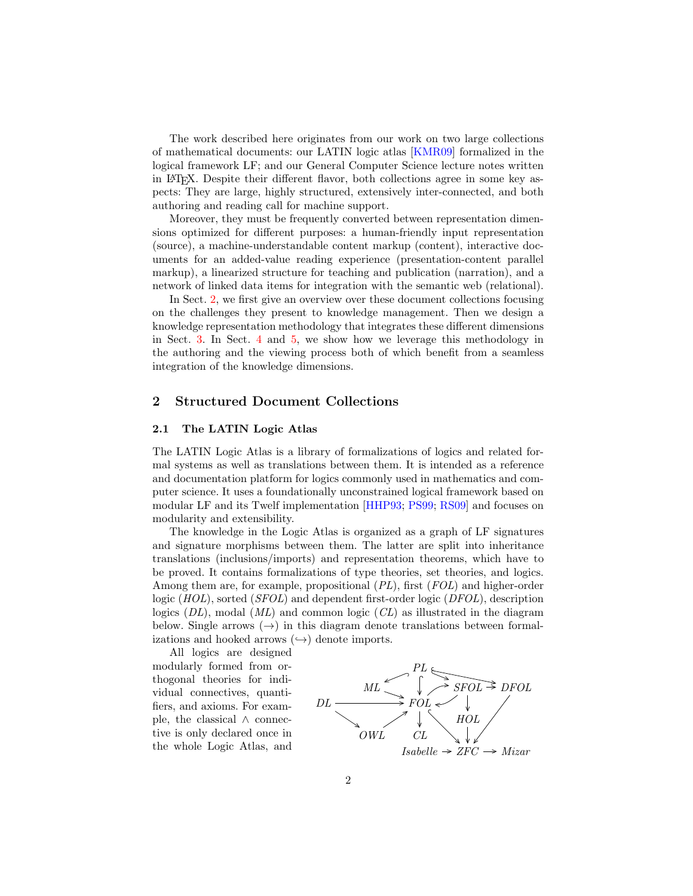The work described here originates from our work on two large collections of mathematical documents: our LATIN logic atlas [KMR09] formalized in the logical framework LF; and our General Computer Science lecture notes written in LaTeX. Despite their different flavor, both collections agree in some key aspects: They are large, highly structured, extensively inter-connected, and both authoring and reading call for machine support.

Moreover, they must be frequently converted between representation dimensions optimized for different purposes: a human-friendly input representation (source), a machine-understandable content markup (content), interactive documents for an added-value reading experience (presentation-content parallel markup), a linearized structure for teaching and publication (narration), and a network of linked data items for integration with the semantic web (relational).

In Sect. 2, we first give an overview over these document collections focusing on the challenges they present to knowledge management. Then we design a knowledge representation methodology that integrates these different dimensions in Sect. 3. In Sect. 4 and 5, we show how we leverage this methodology in the authoring and the viewing process both of which benefit from a seamless integration of the knowledge dimensions.

## 2 Structured Document Collections

### 2.1 The LATIN Logic Atlas

The LATIN Logic Atlas is a library of formalizations of logics and related formal systems as well as translations between them. It is intended as a reference and documentation platform for logics commonly used in mathematics and computer science. It uses a foundationally unconstrained logical framework based on modular LF and its Twelf implementation [HHP93; PS99; RS09] and focuses on modularity and extensibility.

The knowledge in the Logic Atlas is organized as a graph of LF signatures and signature morphisms between them. The latter are split into inheritance translations (inclusions/imports) and representation theorems, which have to be proved. It contains formalizations of type theories, set theories, and logics. Among them are, for example, propositional (*PL*), first (*FOL*) and higher-order logic (*HOL*), sorted (*SFOL*) and dependent first-order logic (*DFOL*), description logics (*DL*), modal (*ML*) and common logic (*CL*) as illustrated in the diagram below. Single arrows ($\rightarrow$) in this diagram denote translations between formalizations and hooked arrows ($\hookrightarrow$) denote imports.

All logics are designed modularly formed from orthogonal theories for individual connectives, quantifiers, and axioms. For example, the classical $\wedge$ connective is only declared once in the whole Logic Atlas, and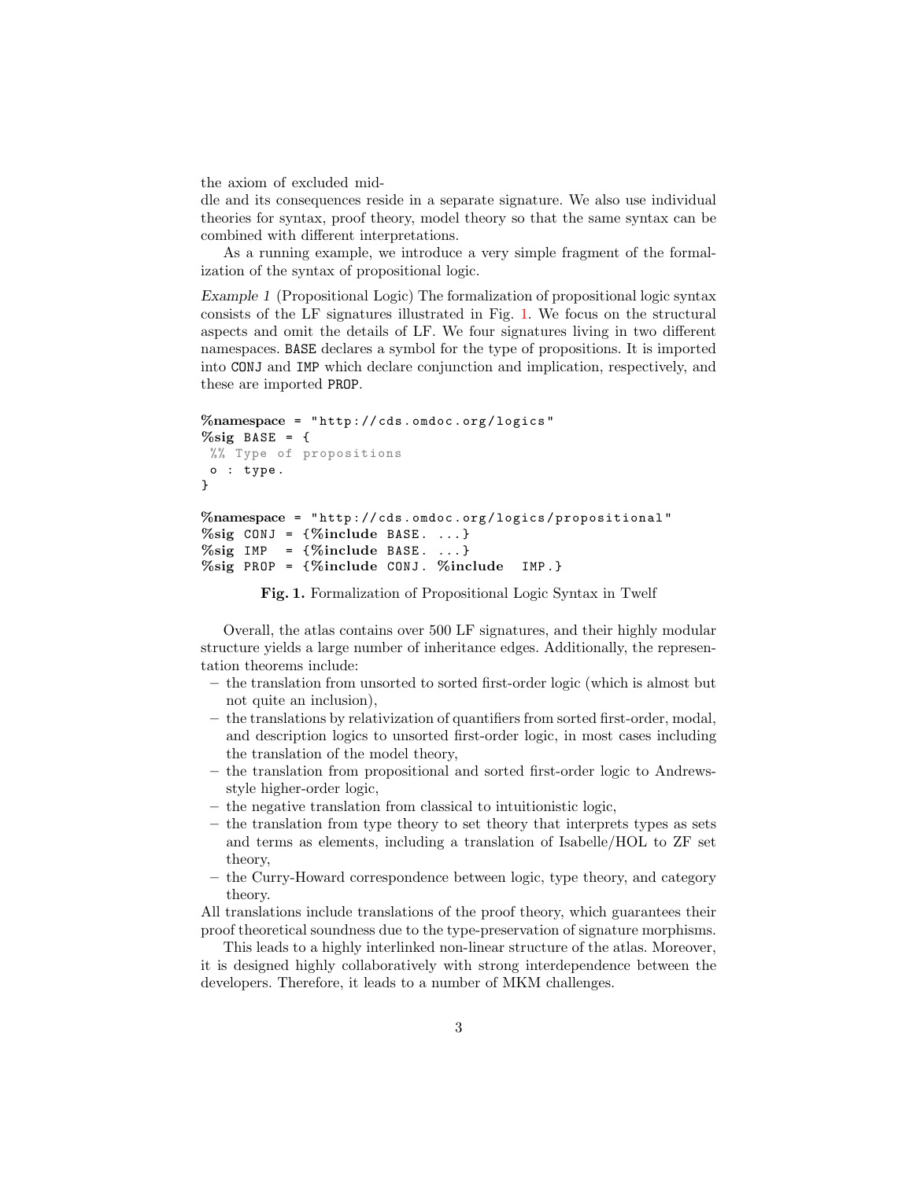the axiom of excluded middle and its consequences reside in a separate signature. We also use individual theories for syntax, proof theory, model theory so that the same syntax can be combined with different interpretations.

As a running example, we introduce a very simple fragment of the formalization of the syntax of propositional logic.

*Example 1* (Propositional Logic) The formalization of propositional logic syntax consists of the LF signatures illustrated in Fig. 1. We focus on the structural aspects and omit the details of LF. We four signatures living in two different namespaces. BASE declares a symbol for the type of propositions. It is imported into CONJ and IMP which declare conjunction and implication, respectively, and these are imported PROP.

```
%namespace = "http://cds.omdoc.org/logics"
%sig BASE = {
 %% Type of propositions
 o : type.
}

%namespace = "http://cds.omdoc.org/logics/propositional"
%sig CONJ = {%include BASE. ...}
%sig IMP  = {%include BASE. ...}
%sig PROP = {%include CONJ. %include  IMP.}
```

**Fig. 1.** Formalization of Propositional Logic Syntax in Twelf

Overall, the atlas contains over 500 LF signatures, and their highly modular structure yields a large number of inheritance edges. Additionally, the representation theorems include:

- the translation from unsorted to sorted first-order logic (which is almost but not quite an inclusion),
- the translations by relativization of quantifiers from sorted first-order, modal, and description logics to unsorted first-order logic, in most cases including the translation of the model theory,
- the translation from propositional and sorted first-order logic to Andrews-style higher-order logic,
- the negative translation from classical to intuitionistic logic,
- the translation from type theory to set theory that interprets types as sets and terms as elements, including a translation of Isabelle/HOL to ZF set theory,
- the Curry-Howard correspondence between logic, type theory, and category theory.

All translations include translations of the proof theory, which guarantees their proof theoretical soundness due to the type-preservation of signature morphisms.

This leads to a highly interlinked non-linear structure of the atlas. Moreover, it is designed highly collaboratively with strong interdependence between the developers. Therefore, it leads to a number of MKM challenges.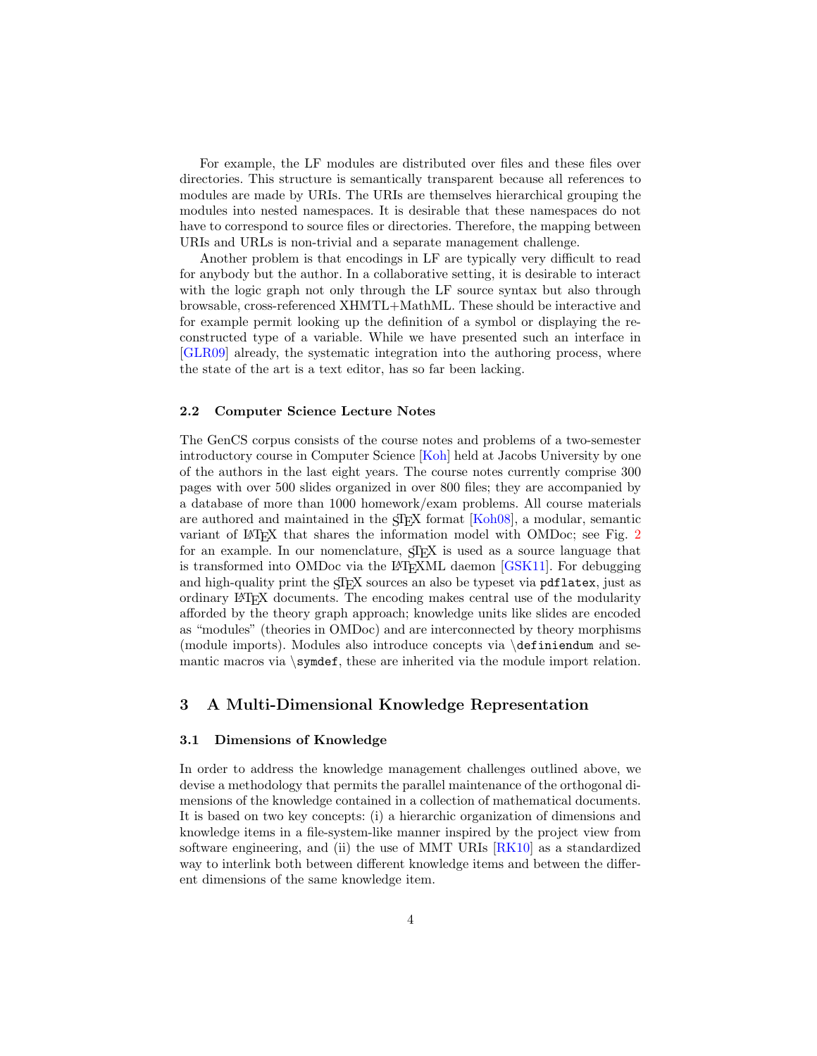For example, the LF modules are distributed over files and these files over directories. This structure is semantically transparent because all references to modules are made by URIs. The URIs are themselves hierarchical grouping the modules into nested namespaces. It is desirable that these namespaces do not have to correspond to source files or directories. Therefore, the mapping between URIs and URLs is non-trivial and a separate management challenge.

Another problem is that encodings in LF are typically very difficult to read for anybody but the author. In a collaborative setting, it is desirable to interact with the logic graph not only through the LF source syntax but also through browsable, cross-referenced XHMTL+MathML. These should be interactive and for example permit looking up the definition of a symbol or displaying the reconstructed type of a variable. While we have presented such an interface in [GLR09] already, the systematic integration into the authoring process, where the state of the art is a text editor, has so far been lacking.

### 2.2 Computer Science Lecture Notes

The GenCS corpus consists of the course notes and problems of a two-semester introductory course in Computer Science [Koh] held at Jacobs University by one of the authors in the last eight years. The course notes currently comprise 300 pages with over 500 slides organized in over 800 files; they are accompanied by a database of more than 1000 homework/exam problems. All course materials are authored and maintained in the sTeX format [Koh08], a modular, semantic variant of LaTeX that shares the information model with OMDoc; see Fig. 2 for an example. In our nomenclature, sTeX is used as a source language that is transformed into OMDoc via the LaTeXML daemon [GSK11]. For debugging and high-quality print the sTeX sources an also be typeset via `pdflatex`, just as ordinary LaTeX documents. The encoding makes central use of the modularity afforded by the theory graph approach; knowledge units like slides are encoded as "modules" (theories in OMDoc) and are interconnected by theory morphisms (module imports). Modules also introduce concepts via `\definiendum` and semantic macros via `\symdef`, these are inherited via the module import relation.

## 3 A Multi-Dimensional Knowledge Representation

### 3.1 Dimensions of Knowledge

In order to address the knowledge management challenges outlined above, we devise a methodology that permits the parallel maintenance of the orthogonal dimensions of the knowledge contained in a collection of mathematical documents. It is based on two key concepts: (i) a hierarchic organization of dimensions and knowledge items in a file-system-like manner inspired by the project view from software engineering, and (ii) the use of MMT URIs [RK10] as a standardized way to interlink both between different knowledge items and between the different dimensions of the same knowledge item.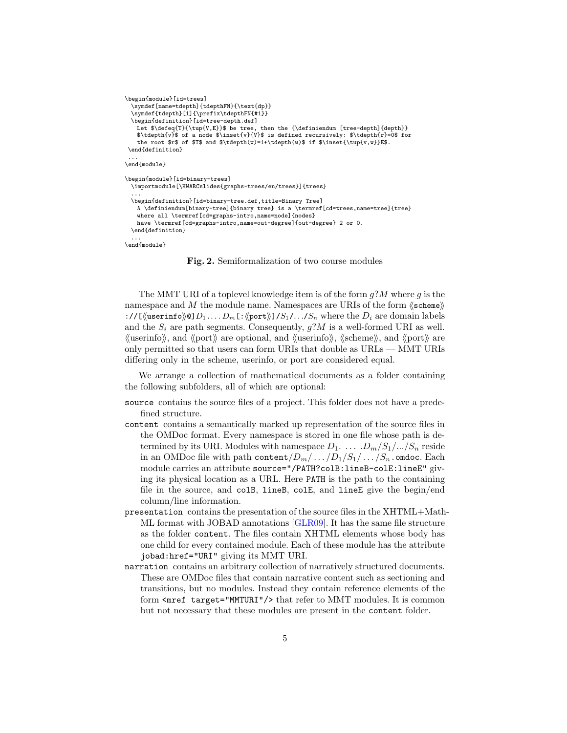```
\begin{module}[id=trees]
  \symdef[name=tdepth]{tdepthFN}{\text{dp}}
  \symdef{tdepth}[1]{\prefix\tdepthFN{#1}}
  \begin{definition}[id=tree-depth.def]
    Let $\defeq{T}{\tup{V,E}}$ be tree, then the {\definiendum [tree-depth]{depth}}
    $\tdepth{v}$ of a node $\inset{v}{V}$ is defined recursively: $\tdepth{r}=0$ for
    the root $r$ of $T$ and $\tdepth(w)=1+\tdepth(w)$ if $\inset{\tup{v,w}}E$.
 \end{definition}
 ...
\end{module}

\begin{module}[id=binary-trees]
  \importmodule[\KWARCslides{graphs-trees/en/trees}]{trees}
  ...
  \begin{definition}[id=binary-tree.def,title=Binary Tree]
    A \definiendum[binary-tree]{binary tree} is a \termref[cd=trees,name=tree]{tree}
    where all \termref[cd=graphs-intro,name=node]{nodes}
    have \termref[cd=graphs-intro,name=out-degree]{out-degree} 2 or 0.
  \end{definition}
  ...
\end{module}
```

**Fig. 2.** Semiformalization of two course modules

The MMT URI of a toplevel knowledge item is of the form $g?M$ where $g$ is the namespace and $M$ the module name. Namespaces are URIs of the form ⟪`scheme`⟫ `://[`⟪`userinfo`⟫`@]`$D_1 . \ldots . D_m$`[:`⟪`port`⟫`]/`$S_1$`/`$\ldots$`/`$S_n$ where the $D_i$ are domain labels and the $S_i$ are path segments. Consequently, $g?M$ is a well-formed URI as well. ⟪userinfo⟫, and ⟪port⟫ are optional, and ⟪userinfo⟫, ⟪scheme⟫, and ⟪port⟫ are only permitted so that users can form URIs that double as URLs — MMT URIs differing only in the scheme, userinfo, or port are considered equal.

We arrange a collection of mathematical documents as a folder containing the following subfolders, all of which are optional:

- `source` contains the source files of a project. This folder does not have a predefined structure.
- `content` contains a semantically marked up representation of the source files in the OMDoc format. Every namespace is stored in one file whose path is determined by its URI. Modules with namespace $D_1. \ldots .D_m/S_1/.../S_n$ reside in an OMDoc file with path `content/`$D_m/\ldots/D_1/S_1/\ldots/S_n$`.omdoc`. Each module carries an attribute `source="/PATH?colB:lineB-colE:lineE"` giving its physical location as a URL. Here `PATH` is the path to the containing file in the source, and `colB`, `lineB`, `colE`, and `lineE` give the begin/end column/line information.
- `presentation` contains the presentation of the source files in the XHTML+MathML format with JOBAD annotations [GLR09]. It has the same file structure as the folder `content`. The files contain XHTML elements whose body has one child for every contained module. Each of these module has the attribute `jobad:href="URI"` giving its MMT URI.
- `narration` contains an arbitrary collection of narratively structured documents. These are OMDoc files that contain narrative content such as sectioning and transitions, but no modules. Instead they contain reference elements of the form `<mref target="MMTURI"/>` that refer to MMT modules. It is common but not necessary that these modules are present in the `content` folder.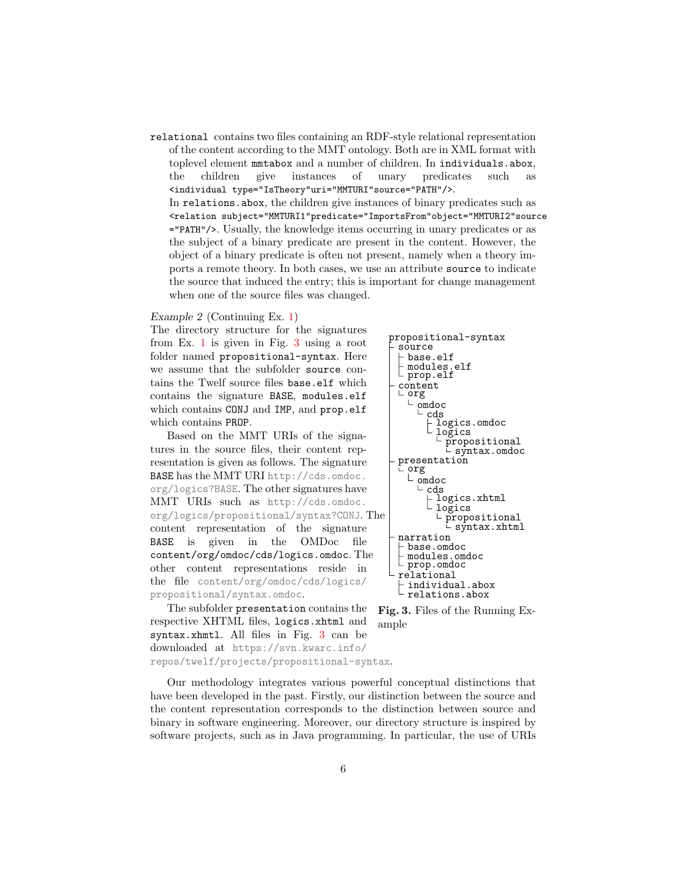`relational` contains two files containing an RDF-style relational representation of the content according to the MMT ontology. Both are in XML format with toplevel element `mmtabox` and a number of children. In `individuals.abox`, the children give instances of unary predicates such as `<individual type="IsTheory"uri="MMTURI"source="PATH"/>`.
In `relations.abox`, the children give instances of binary predicates such as `<relation subject="MMTURI1"predicate="ImportsFrom"object="MMTURI2"source ="PATH"/>`. Usually, the knowledge items occurring in unary predicates or as the subject of a binary predicate are present in the content. However, the object of a binary predicate is often not present, namely when a theory imports a remote theory. In both cases, we use an attribute `source` to indicate the source that induced the entry; this is important for change management when one of the source files was changed.

*Example 2* (Continuing Ex. 1)
The directory structure for the signatures from Ex. 1 is given in Fig. 3 using a root folder named `propositional-syntax`. Here we assume that the subfolder `source` contains the Twelf source files `base.elf` which contains the signature `BASE`, `modules.elf` which contains `CONJ` and `IMP`, and `prop.elf` which contains `PROP`.

Based on the MMT URIs of the signatures in the source files, their content representation is given as follows. The signature `BASE` has the MMT URI http://cds.omdoc.org/logics?BASE. The other signatures have MMT URIs such as http://cds.omdoc.org/logics/propositional/syntax?CONJ. The content representation of the signature `BASE` is given in the OMDoc file `content/org/omdoc/cds/logics.omdoc`. The other content representations reside in the file content/org/omdoc/cds/logics/propositional/syntax.omdoc.

The subfolder `presentation` contains the respective XHTML files, `logics.xhtml` and `syntax.xhmtl`. All files in Fig. 3 can be downloaded at https://svn.kwarc.info/repos/twelf/projects/propositional-syntax.

```
propositional-syntax
├ source
│ ├ base.elf
│ ├ modules.elf
│ └ prop.elf
├ content
│ └ org
│   └ omdoc
│     └ cds
│       ├ logics.omdoc
│       └ logics
│         └ propositional
│           └ syntax.omdoc
├ presentation
│ └ org
│   └ omdoc
│     └ cds
│       ├ logics.xhtml
│       └ logics
│         └ propositional
│           └ syntax.xhtml
├ narration
│ ├ base.omdoc
│ ├ modules.omdoc
│ └ prop.omdoc
└ relational
  ├ individual.abox
  └ relations.abox
```

**Fig. 3.** Files of the Running Example

Our methodology integrates various powerful conceptual distinctions that have been developed in the past. Firstly, our distinction between the source and the content representation corresponds to the distinction between source and binary in software engineering. Moreover, our directory structure is inspired by software projects, such as in Java programming. In particular, the use of URIs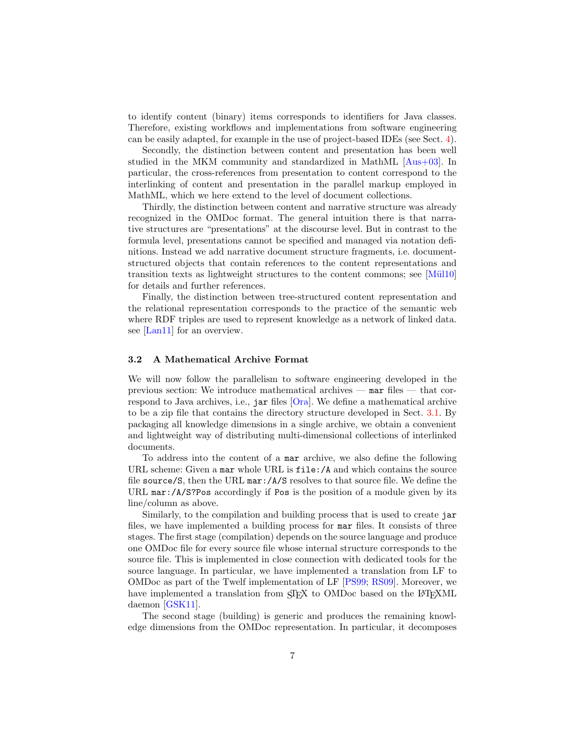to identify content (binary) items corresponds to identifiers for Java classes. Therefore, existing workflows and implementations from software engineering can be easily adapted, for example in the use of project-based IDEs (see Sect. 4).

Secondly, the distinction between content and presentation has been well studied in the MKM community and standardized in MathML [Aus+03]. In particular, the cross-references from presentation to content correspond to the interlinking of content and presentation in the parallel markup employed in MathML, which we here extend to the level of document collections.

Thirdly, the distinction between content and narrative structure was already recognized in the OMDoc format. The general intuition there is that narrative structures are "presentations" at the discourse level. But in contrast to the formula level, presentations cannot be specified and managed via notation definitions. Instead we add narrative document structure fragments, i.e. document-structured objects that contain references to the content representations and transition texts as lightweight structures to the content commons; see [Mül10] for details and further references.

Finally, the distinction between tree-structured content representation and the relational representation corresponds to the practice of the semantic web where RDF triples are used to represent knowledge as a network of linked data. see [Lan11] for an overview.

### 3.2 A Mathematical Archive Format

We will now follow the parallelism to software engineering developed in the previous section: We introduce mathematical archives — `mar` files — that correspond to Java archives, i.e., `jar` files [Ora]. We define a mathematical archive to be a zip file that contains the directory structure developed in Sect. 3.1. By packaging all knowledge dimensions in a single archive, we obtain a convenient and lightweight way of distributing multi-dimensional collections of interlinked documents.

To address into the content of a `mar` archive, we also define the following URL scheme: Given a `mar` whole URL is `file:/A` and which contains the source file `source/S`, then the URL `mar:/A/S` resolves to that source file. We define the URL `mar:/A/S?Pos` accordingly if `Pos` is the position of a module given by its line/column as above.

Similarly, to the compilation and building process that is used to create `jar` files, we have implemented a building process for `mar` files. It consists of three stages. The first stage (compilation) depends on the source language and produce one OMDoc file for every source file whose internal structure corresponds to the source file. This is implemented in close connection with dedicated tools for the source language. In particular, we have implemented a translation from LF to OMDoc as part of the Twelf implementation of LF [PS99; RS09]. Moreover, we have implemented a translation from sTeX to OMDoc based on the LaTeXML daemon [GSK11].

The second stage (building) is generic and produces the remaining knowledge dimensions from the OMDoc representation. In particular, it decomposes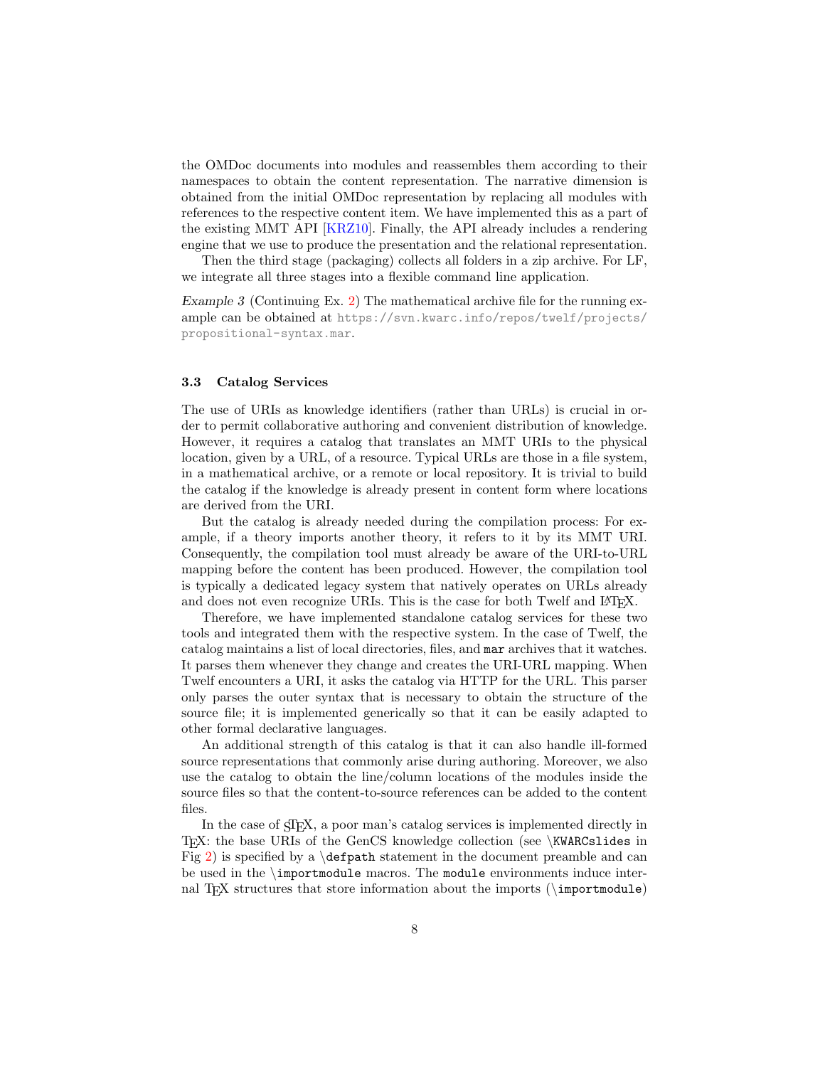the OMDoc documents into modules and reassembles them according to their namespaces to obtain the content representation. The narrative dimension is obtained from the initial OMDoc representation by replacing all modules with references to the respective content item. We have implemented this as a part of the existing MMT API [KRZ10]. Finally, the API already includes a rendering engine that we use to produce the presentation and the relational representation.

Then the third stage (packaging) collects all folders in a zip archive. For LF, we integrate all three stages into a flexible command line application.

*Example 3* (Continuing Ex. 2) The mathematical archive file for the running example can be obtained at https://svn.kwarc.info/repos/twelf/projects/propositional-syntax.mar.

### 3.3 Catalog Services

The use of URIs as knowledge identifiers (rather than URLs) is crucial in order to permit collaborative authoring and convenient distribution of knowledge. However, it requires a catalog that translates an MMT URIs to the physical location, given by a URL, of a resource. Typical URLs are those in a file system, in a mathematical archive, or a remote or local repository. It is trivial to build the catalog if the knowledge is already present in content form where locations are derived from the URI.

But the catalog is already needed during the compilation process: For example, if a theory imports another theory, it refers to it by its MMT URI. Consequently, the compilation tool must already be aware of the URI-to-URL mapping before the content has been produced. However, the compilation tool is typically a dedicated legacy system that natively operates on URLs already and does not even recognize URIs. This is the case for both Twelf and LaTeX.

Therefore, we have implemented standalone catalog services for these two tools and integrated them with the respective system. In the case of Twelf, the catalog maintains a list of local directories, files, and `mar` archives that it watches. It parses them whenever they change and creates the URI-URL mapping. When Twelf encounters a URI, it asks the catalog via HTTP for the URL. This parser only parses the outer syntax that is necessary to obtain the structure of the source file; it is implemented generically so that it can be easily adapted to other formal declarative languages.

An additional strength of this catalog is that it can also handle ill-formed source representations that commonly arise during authoring. Moreover, we also use the catalog to obtain the line/column locations of the modules inside the source files so that the content-to-source references can be added to the content files.

In the case of sTeX, a poor man's catalog services is implemented directly in TeX: the base URIs of the GenCS knowledge collection (see `\KWARCslides` in Fig 2) is specified by a `\defpath` statement in the document preamble and can be used in the `\importmodule` macros. The `module` environments induce internal TeX structures that store information about the imports (`\importmodule`)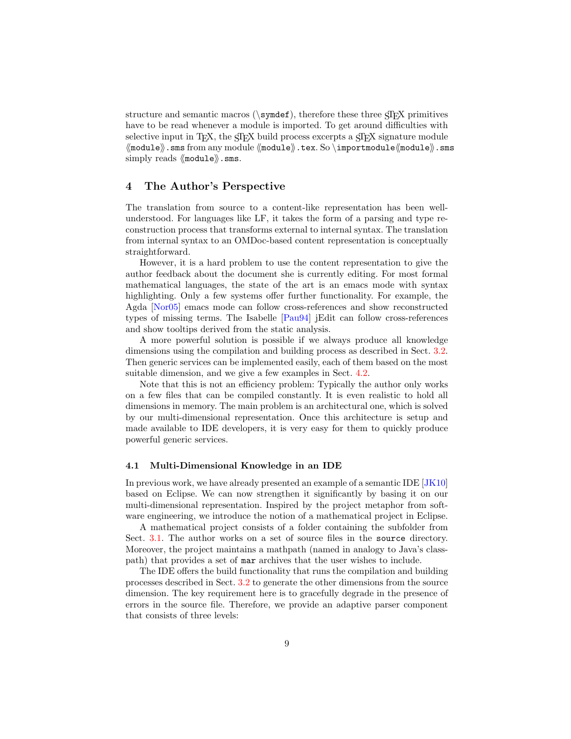structure and semantic macros (`\symdef`), therefore these three sTeX primitives have to be read whenever a module is imported. To get around difficulties with selective input in TeX, the sTeX build process excerpts a sTeX signature module ⟪`module`⟫`.sms` from any module ⟪`module`⟫`.tex`. So `\importmodule`⟪`module`⟫`.sms` simply reads ⟪`module`⟫`.sms`.

## 4 The Author's Perspective

The translation from source to a content-like representation has been well-understood. For languages like LF, it takes the form of a parsing and type reconstruction process that transforms external to internal syntax. The translation from internal syntax to an OMDoc-based content representation is conceptually straightforward.

However, it is a hard problem to use the content representation to give the author feedback about the document she is currently editing. For most formal mathematical languages, the state of the art is an emacs mode with syntax highlighting. Only a few systems offer further functionality. For example, the Agda [Nor05] emacs mode can follow cross-references and show reconstructed types of missing terms. The Isabelle [Pau94] jEdit can follow cross-references and show tooltips derived from the static analysis.

A more powerful solution is possible if we always produce all knowledge dimensions using the compilation and building process as described in Sect. 3.2. Then generic services can be implemented easily, each of them based on the most suitable dimension, and we give a few examples in Sect. 4.2.

Note that this is not an efficiency problem: Typically the author only works on a few files that can be compiled constantly. It is even realistic to hold all dimensions in memory. The main problem is an architectural one, which is solved by our multi-dimensional representation. Once this architecture is setup and made available to IDE developers, it is very easy for them to quickly produce powerful generic services.

### 4.1 Multi-Dimensional Knowledge in an IDE

In previous work, we have already presented an example of a semantic IDE [JK10] based on Eclipse. We can now strengthen it significantly by basing it on our multi-dimensional representation. Inspired by the project metaphor from software engineering, we introduce the notion of a mathematical project in Eclipse.

A mathematical project consists of a folder containing the subfolder from Sect. 3.1. The author works on a set of source files in the `source` directory. Moreover, the project maintains a mathpath (named in analogy to Java's classpath) that provides a set of `mar` archives that the user wishes to include.

The IDE offers the build functionality that runs the compilation and building processes described in Sect. 3.2 to generate the other dimensions from the source dimension. The key requirement here is to gracefully degrade in the presence of errors in the source file. Therefore, we provide an adaptive parser component that consists of three levels: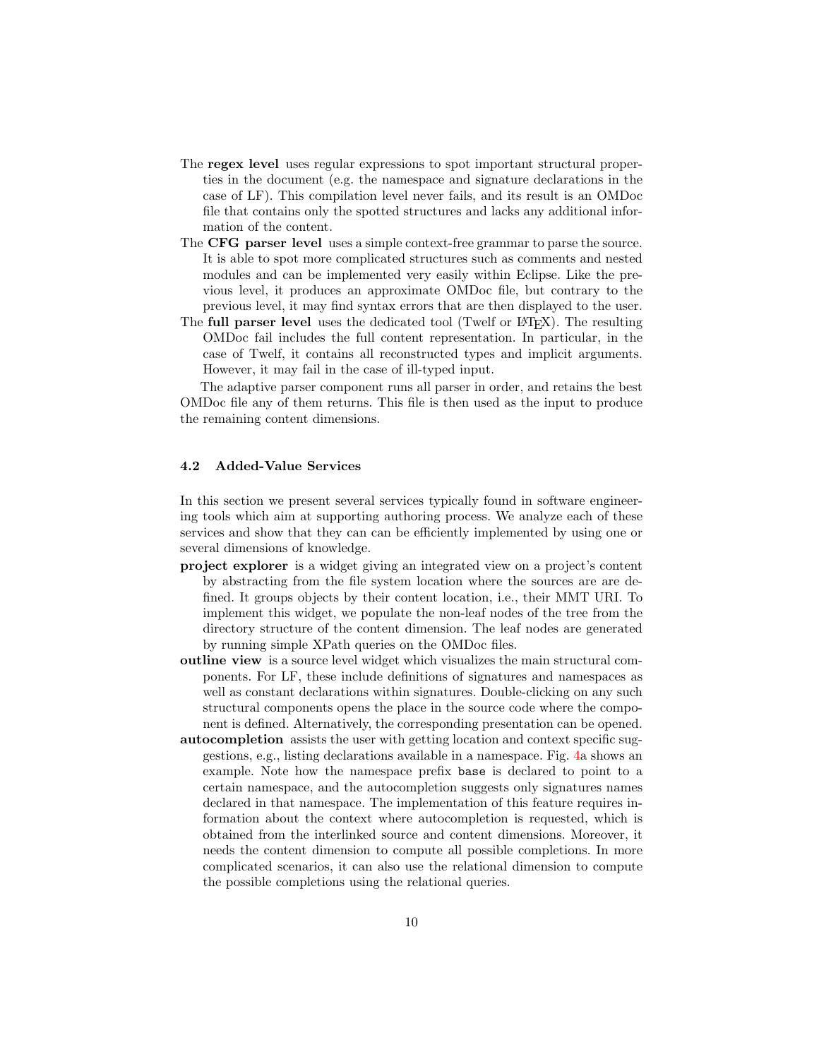The **regex level** uses regular expressions to spot important structural properties in the document (e.g. the namespace and signature declarations in the case of LF). This compilation level never fails, and its result is an OMDoc file that contains only the spotted structures and lacks any additional information of the content.

The **CFG parser level** uses a simple context-free grammar to parse the source. It is able to spot more complicated structures such as comments and nested modules and can be implemented very easily within Eclipse. Like the previous level, it produces an approximate OMDoc file, but contrary to the previous level, it may find syntax errors that are then displayed to the user.

The **full parser level** uses the dedicated tool (Twelf or LaTeX). The resulting OMDoc fail includes the full content representation. In particular, in the case of Twelf, it contains all reconstructed types and implicit arguments. However, it may fail in the case of ill-typed input.

The adaptive parser component runs all parser in order, and retains the best OMDoc file any of them returns. This file is then used as the input to produce the remaining content dimensions.

### 4.2 Added-Value Services

In this section we present several services typically found in software engineering tools which aim at supporting authoring process. We analyze each of these services and show that they can can be efficiently implemented by using one or several dimensions of knowledge.

**project explorer** is a widget giving an integrated view on a project's content by abstracting from the file system location where the sources are are defined. It groups objects by their content location, i.e., their MMT URI. To implement this widget, we populate the non-leaf nodes of the tree from the directory structure of the content dimension. The leaf nodes are generated by running simple XPath queries on the OMDoc files.

**outline view** is a source level widget which visualizes the main structural components. For LF, these include definitions of signatures and namespaces as well as constant declarations within signatures. Double-clicking on any such structural components opens the place in the source code where the component is defined. Alternatively, the corresponding presentation can be opened.

**autocompletion** assists the user with getting location and context specific suggestions, e.g., listing declarations available in a namespace. Fig. 4a shows an example. Note how the namespace prefix `base` is declared to point to a certain namespace, and the autocompletion suggests only signatures names declared in that namespace. The implementation of this feature requires information about the context where autocompletion is requested, which is obtained from the interlinked source and content dimensions. Moreover, it needs the content dimension to compute all possible completions. In more complicated scenarios, it can also use the relational dimension to compute the possible completions using the relational queries.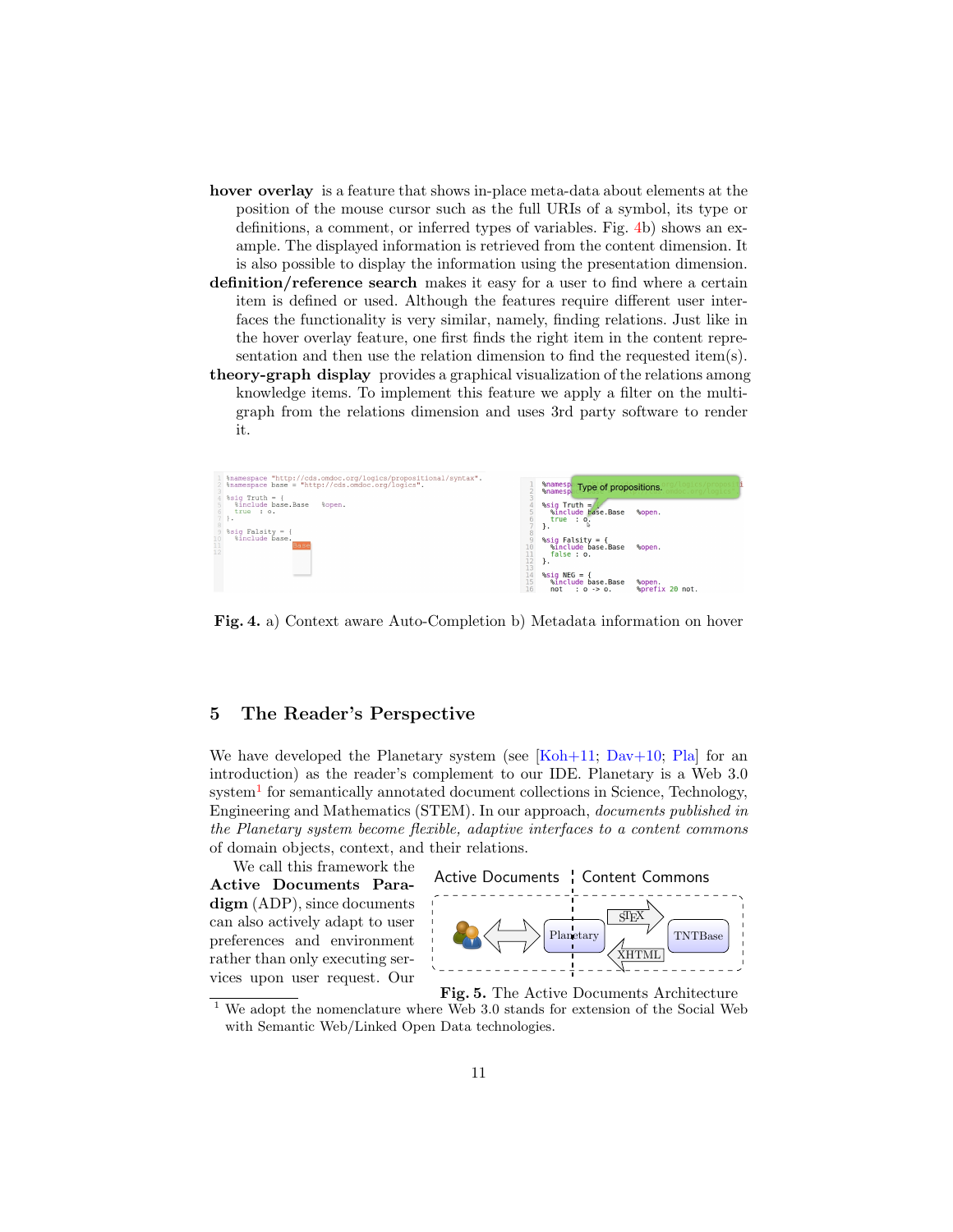**hover overlay** is a feature that shows in-place meta-data about elements at the position of the mouse cursor such as the full URIs of a symbol, its type or definitions, a comment, or inferred types of variables. Fig. 4b) shows an example. The displayed information is retrieved from the content dimension. It is also possible to display the information using the presentation dimension.

**definition/reference search** makes it easy for a user to find where a certain item is defined or used. Although the features require different user interfaces the functionality is very similar, namely, finding relations. Just like in the hover overlay feature, one first finds the right item in the content representation and then use the relation dimension to find the requested item(s).

**theory-graph display** provides a graphical visualization of the relations among knowledge items. To implement this feature we apply a filter on the multi-graph from the relations dimension and uses 3rd party software to render it.

**Fig. 4.** a) Context aware Auto-Completion b) Metadata information on hover

## 5 The Reader's Perspective

We have developed the Planetary system (see [Koh+11; Dav+10; Pla] for an introduction) as the reader's complement to our IDE. Planetary is a Web 3.0 system[1] for semantically annotated document collections in Science, Technology, Engineering and Mathematics (STEM). In our approach, *documents published in the Planetary system become flexible, adaptive interfaces to a content commons* of domain objects, context, and their relations.

We call this framework the **Active Documents Paradigm** (ADP), since documents can also actively adapt to user preferences and environment rather than only executing services upon user request. Our

**Fig. 5.** The Active Documents Architecture

[1] We adopt the nomenclature where Web 3.0 stands for extension of the Social Web with Semantic Web/Linked Open Data technologies.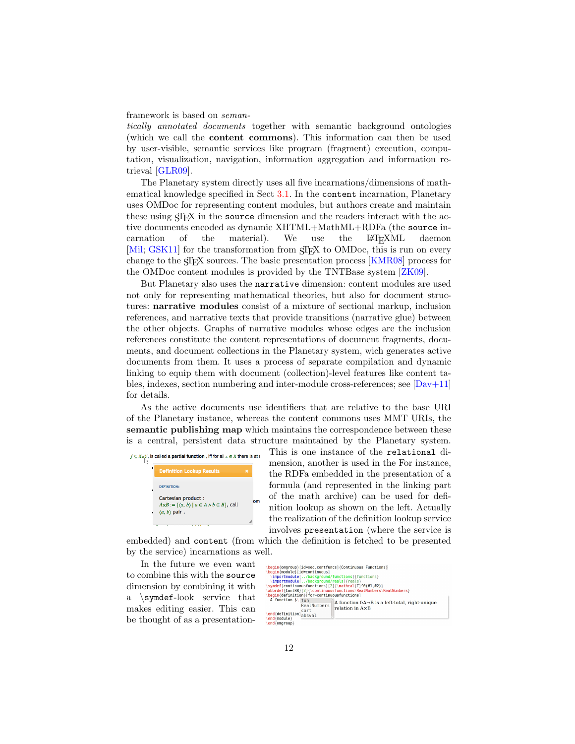framework is based on *semantically annotated documents* together with semantic background ontologies (which we call the **content commons**). This information can then be used by user-visible, semantic services like program (fragment) execution, computation, visualization, navigation, information aggregation and information retrieval [GLR09].

The Planetary system directly uses all five incarnations/dimensions of mathematical knowledge specified in Sect 3.1. In the `content` incarnation, Planetary uses OMDoc for representing content modules, but authors create and maintain these using sTeX in the `source` dimension and the readers interact with the active documents encoded as dynamic XHTML+MathML+RDFa (the `source` incarnation of the material). We use the LaTeXML daemon [Mil; GSK11] for the transformation from sTeX to OMDoc, this is run on every change to the sTeX sources. The basic presentation process [KMR08] process for the OMDoc content modules is provided by the TNTBase system [ZK09].

But Planetary also uses the `narrative` dimension: content modules are used not only for representing mathematical theories, but also for document structures: **narrative modules** consist of a mixture of sectional markup, inclusion references, and narrative texts that provide transitions (narrative glue) between the other objects. Graphs of narrative modules whose edges are the inclusion references constitute the content representations of document fragments, documents, and document collections in the Planetary system, wich generates active documents from them. It uses a process of separate compilation and dynamic linking to equip them with document (collection)-level features like content tables, indexes, section numbering and inter-module cross-references; see [Dav+11] for details.

As the active documents use identifiers that are relative to the base URI of the Planetary instance, whereas the content commons uses MMT URIs, the **semantic publishing map** which maintains the correspondence between these is a central, persistent data structure maintained by the Planetary system. This is one instance of the `relational` dimension, another is used in the For instance, the RDFa embedded in the presentation of a formula (and represented in the linking part of the math archive) can be used for definition lookup as shown on the left. Actually the realization of the definition lookup service involves `presentation` (where the service is embedded) and `content` (from which the definition is fetched to be presented by the service) incarnations as well.

In the future we even want to combine this with the `source` dimension by combining it with a `\symdef`-look service that makes editing easier. This can be thought of as a presentation-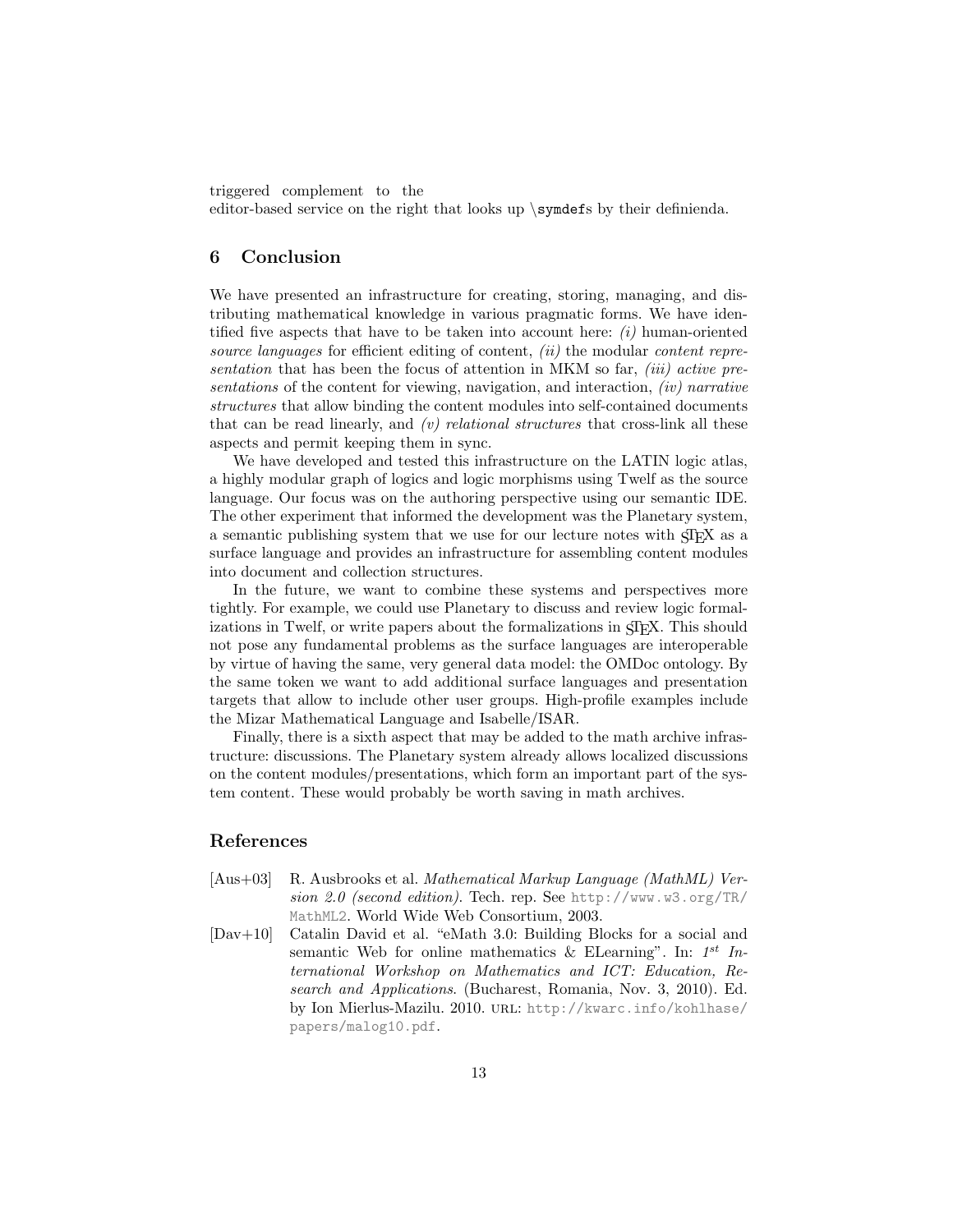triggered complement to the editor-based service on the right that looks up \symdefs by their definienda.

## 6 Conclusion

We have presented an infrastructure for creating, storing, managing, and distributing mathematical knowledge in various pragmatic forms. We have identified five aspects that have to be taken into account here: *(i)* human-oriented *source languages* for efficient editing of content, *(ii)* the modular *content representation* that has been the focus of attention in MKM so far, *(iii) active presentations* of the content for viewing, navigation, and interaction, *(iv) narrative structures* that allow binding the content modules into self-contained documents that can be read linearly, and *(v) relational structures* that cross-link all these aspects and permit keeping them in sync.

We have developed and tested this infrastructure on the LATIN logic atlas, a highly modular graph of logics and logic morphisms using Twelf as the source language. Our focus was on the authoring perspective using our semantic IDE. The other experiment that informed the development was the Planetary system, a semantic publishing system that we use for our lecture notes with sTeX as a surface language and provides an infrastructure for assembling content modules into document and collection structures.

In the future, we want to combine these systems and perspectives more tightly. For example, we could use Planetary to discuss and review logic formalizations in Twelf, or write papers about the formalizations in sTeX. This should not pose any fundamental problems as the surface languages are interoperable by virtue of having the same, very general data model: the OMDoc ontology. By the same token we want to add additional surface languages and presentation targets that allow to include other user groups. High-profile examples include the Mizar Mathematical Language and Isabelle/ISAR.

Finally, there is a sixth aspect that may be added to the math archive infrastructure: discussions. The Planetary system already allows localized discussions on the content modules/presentations, which form an important part of the system content. These would probably be worth saving in math archives.

## References

[Aus+03] R. Ausbrooks et al. *Mathematical Markup Language (MathML) Version 2.0 (second edition)*. Tech. rep. See http://www.w3.org/TR/MathML2. World Wide Web Consortium, 2003.

[Dav+10] Catalin David et al. "eMath 3.0: Building Blocks for a social and semantic Web for online mathematics & ELearning". In: *1st International Workshop on Mathematics and ICT: Education, Research and Applications*. (Bucharest, Romania, Nov. 3, 2010). Ed. by Ion Mierlus-Mazilu. 2010. URL: http://kwarc.info/kohlhase/papers/malog10.pdf.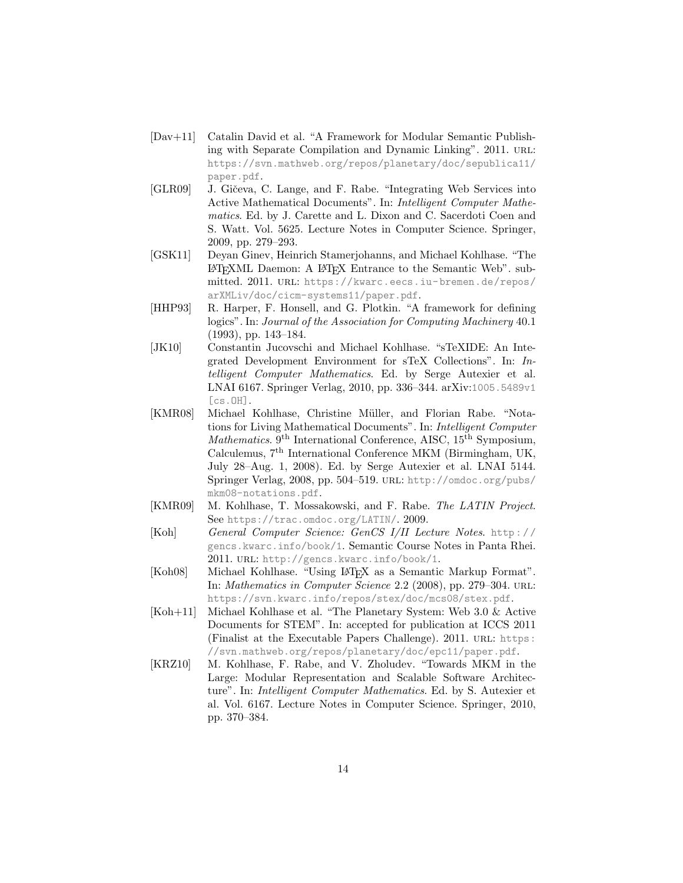[Dav+11] Catalin David et al. "A Framework for Modular Semantic Publishing with Separate Compilation and Dynamic Linking". 2011. URL: https://svn.mathweb.org/repos/planetary/doc/sepublica11/paper.pdf.

[GLR09] J. Gičeva, C. Lange, and F. Rabe. "Integrating Web Services into Active Mathematical Documents". In: *Intelligent Computer Mathematics*. Ed. by J. Carette and L. Dixon and C. Sacerdoti Coen and S. Watt. Vol. 5625. Lecture Notes in Computer Science. Springer, 2009, pp. 279–293.

[GSK11] Deyan Ginev, Heinrich Stamerjohanns, and Michael Kohlhase. "The LaTeXML Daemon: A LaTeX Entrance to the Semantic Web". submitted. 2011. URL: https://kwarc.eecs.iu-bremen.de/repos/arXMLiv/doc/cicm-systems11/paper.pdf.

[HHP93] R. Harper, F. Honsell, and G. Plotkin. "A framework for defining logics". In: *Journal of the Association for Computing Machinery* 40.1 (1993), pp. 143–184.

[JK10] Constantin Jucovschi and Michael Kohlhase. "sTeXIDE: An Integrated Development Environment for sTeX Collections". In: *Intelligent Computer Mathematics*. Ed. by Serge Autexier et al. LNAI 6167. Springer Verlag, 2010, pp. 336–344. arXiv:1005.5489v1 [cs.OH].

[KMR08] Michael Kohlhase, Christine Müller, and Florian Rabe. "Notations for Living Mathematical Documents". In: *Intelligent Computer Mathematics*. 9th International Conference, AISC, 15th Symposium, Calculemus, 7th International Conference MKM (Birmingham, UK, July 28–Aug. 1, 2008). Ed. by Serge Autexier et al. LNAI 5144. Springer Verlag, 2008, pp. 504–519. URL: http://omdoc.org/pubs/mkm08-notations.pdf.

[KMR09] M. Kohlhase, T. Mossakowski, and F. Rabe. *The LATIN Project*. See https://trac.omdoc.org/LATIN/. 2009.

[Koh] *General Computer Science: GenCS I/II Lecture Notes*. http://gencs.kwarc.info/book/1. Semantic Course Notes in Panta Rhei. 2011. URL: http://gencs.kwarc.info/book/1.

[Koh08] Michael Kohlhase. "Using LaTeX as a Semantic Markup Format". In: *Mathematics in Computer Science* 2.2 (2008), pp. 279–304. URL: https://svn.kwarc.info/repos/stex/doc/mcs08/stex.pdf.

[Koh+11] Michael Kohlhase et al. "The Planetary System: Web 3.0 & Active Documents for STEM". In: accepted for publication at ICCS 2011 (Finalist at the Executable Papers Challenge). 2011. URL: https://svn.mathweb.org/repos/planetary/doc/epc11/paper.pdf.

[KRZ10] M. Kohlhase, F. Rabe, and V. Zholudev. "Towards MKM in the Large: Modular Representation and Scalable Software Architecture". In: *Intelligent Computer Mathematics*. Ed. by S. Autexier et al. Vol. 6167. Lecture Notes in Computer Science. Springer, 2010, pp. 370–384.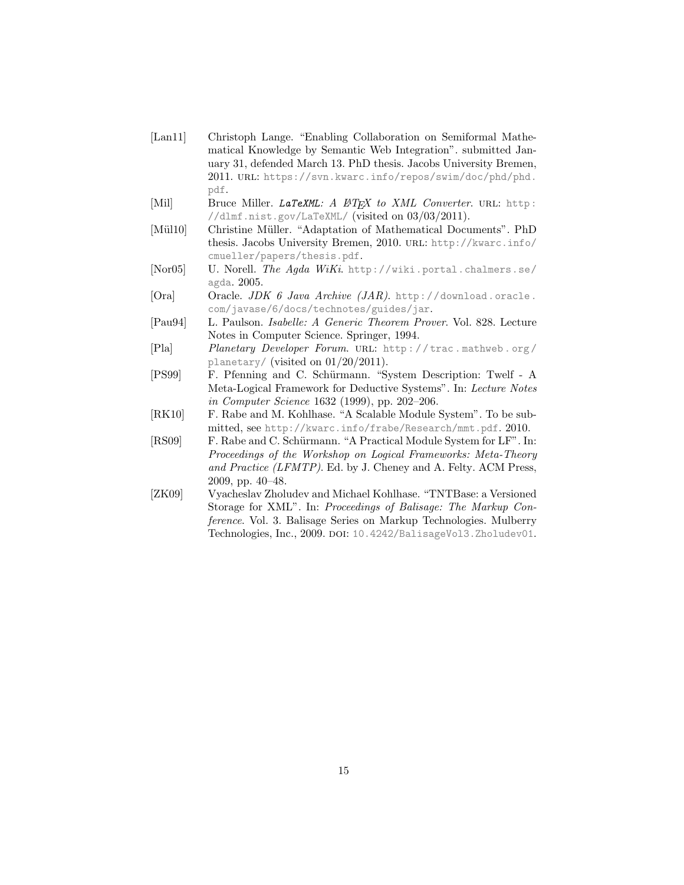- [Lan11] Christoph Lange. "Enabling Collaboration on Semiformal Mathematical Knowledge by Semantic Web Integration". submitted January 31, defended March 13. PhD thesis. Jacobs University Bremen, 2011. URL: https://svn.kwarc.info/repos/swim/doc/phd/phd.pdf.
- [Mil] Bruce Miller. ***LaTeXML**: A LaTeX to XML Converter*. URL: http://dlmf.nist.gov/LaTeXML/ (visited on 03/03/2011).
- [Mül10] Christine Müller. "Adaptation of Mathematical Documents". PhD thesis. Jacobs University Bremen, 2010. URL: http://kwarc.info/cmueller/papers/thesis.pdf.
- [Nor05] U. Norell. *The Agda WiKi*. http://wiki.portal.chalmers.se/agda. 2005.
- [Ora] Oracle. *JDK 6 Java Archive (JAR)*. http://download.oracle.com/javase/6/docs/technotes/guides/jar.
- [Pau94] L. Paulson. *Isabelle: A Generic Theorem Prover*. Vol. 828. Lecture Notes in Computer Science. Springer, 1994.
- [Pla] *Planetary Developer Forum*. URL: http://trac.mathweb.org/planetary/ (visited on 01/20/2011).
- [PS99] F. Pfenning and C. Schürmann. "System Description: Twelf - A Meta-Logical Framework for Deductive Systems". In: *Lecture Notes in Computer Science* 1632 (1999), pp. 202–206.
- [RK10] F. Rabe and M. Kohlhase. "A Scalable Module System". To be submitted, see http://kwarc.info/frabe/Research/mmt.pdf. 2010.
- [RS09] F. Rabe and C. Schürmann. "A Practical Module System for LF". In: *Proceedings of the Workshop on Logical Frameworks: Meta-Theory and Practice (LFMTP)*. Ed. by J. Cheney and A. Felty. ACM Press, 2009, pp. 40–48.
- [ZK09] Vyacheslav Zholudev and Michael Kohlhase. "TNTBase: a Versioned Storage for XML". In: *Proceedings of Balisage: The Markup Conference*. Vol. 3. Balisage Series on Markup Technologies. Mulberry Technologies, Inc., 2009. DOI: 10.4242/BalisageVol3.Zholudev01.